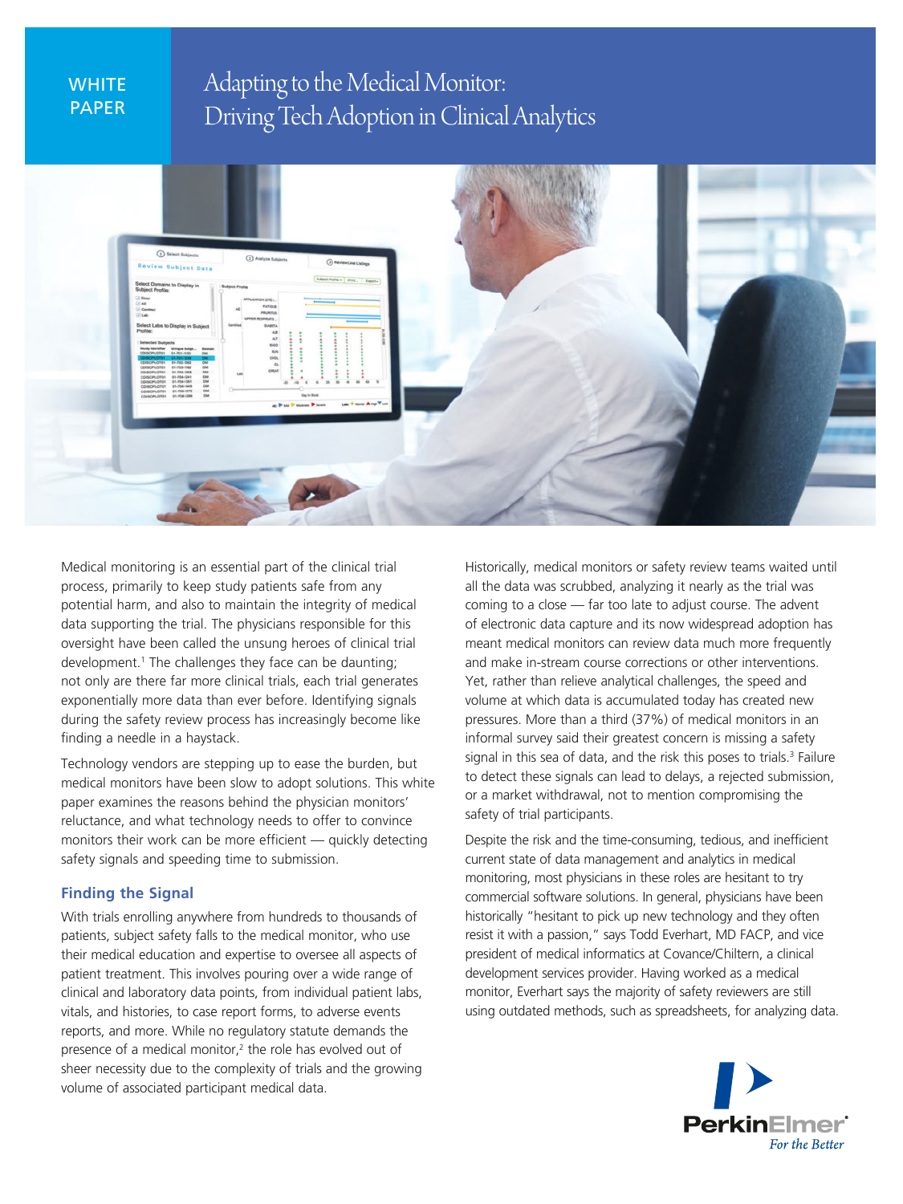WHITE PAPER

# Adapting to the Medical Monitor: Driving Tech Adoption in Clinical Analytics

Medical monitoring is an essential part of the clinical trial process, primarily to keep study patients safe from any potential harm, and also to maintain the integrity of medical data supporting the trial. The physicians responsible for this oversight have been called the unsung heroes of clinical trial development.[1] The challenges they face can be daunting; not only are there far more clinical trials, each trial generates exponentially more data than ever before. Identifying signals during the safety review process has increasingly become like finding a needle in a haystack.

Technology vendors are stepping up to ease the burden, but medical monitors have been slow to adopt solutions. This white paper examines the reasons behind the physician monitors' reluctance, and what technology needs to offer to convince monitors their work can be more efficient — quickly detecting safety signals and speeding time to submission.

## Finding the Signal

With trials enrolling anywhere from hundreds to thousands of patients, subject safety falls to the medical monitor, who use their medical education and expertise to oversee all aspects of patient treatment. This involves pouring over a wide range of clinical and laboratory data points, from individual patient labs, vitals, and histories, to case report forms, to adverse events reports, and more. While no regulatory statute demands the presence of a medical monitor,[2] the role has evolved out of sheer necessity due to the complexity of trials and the growing volume of associated participant medical data.

Historically, medical monitors or safety review teams waited until all the data was scrubbed, analyzing it nearly as the trial was coming to a close — far too late to adjust course. The advent of electronic data capture and its now widespread adoption has meant medical monitors can review data much more frequently and make in-stream course corrections or other interventions. Yet, rather than relieve analytical challenges, the speed and volume at which data is accumulated today has created new pressures. More than a third (37%) of medical monitors in an informal survey said their greatest concern is missing a safety signal in this sea of data, and the risk this poses to trials.[3] Failure to detect these signals can lead to delays, a rejected submission, or a market withdrawal, not to mention compromising the safety of trial participants.

Despite the risk and the time-consuming, tedious, and inefficient current state of data management and analytics in medical monitoring, most physicians in these roles are hesitant to try commercial software solutions. In general, physicians have been historically "hesitant to pick up new technology and they often resist it with a passion," says Todd Everhart, MD FACP, and vice president of medical informatics at Covance/Chiltern, a clinical development services provider. Having worked as a medical monitor, Everhart says the majority of safety reviewers are still using outdated methods, such as spreadsheets, for analyzing data.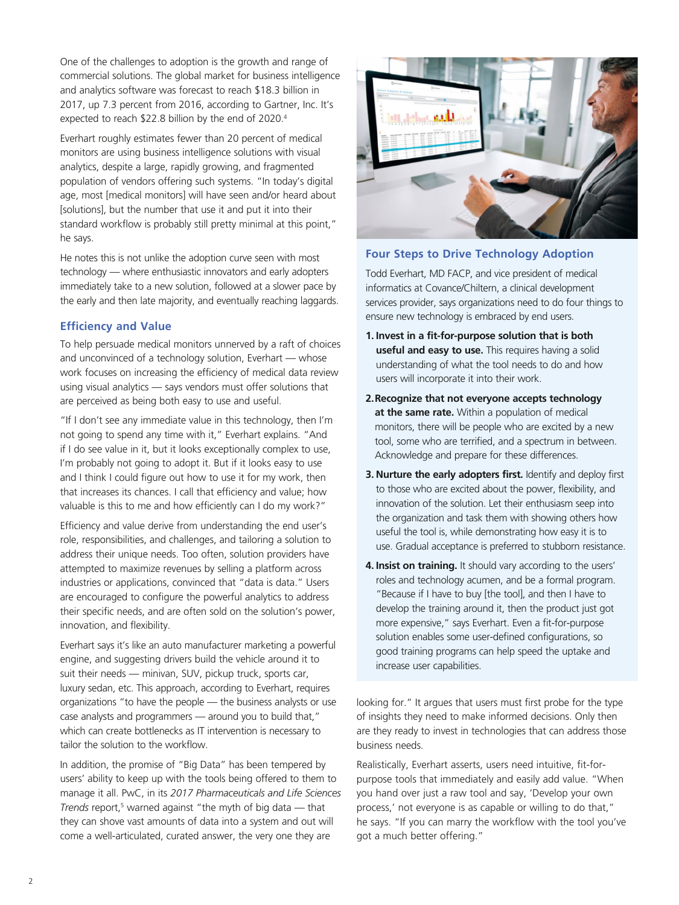One of the challenges to adoption is the growth and range of commercial solutions. The global market for business intelligence and analytics software was forecast to reach $18.3 billion in 2017, up 7.3 percent from 2016, according to Gartner, Inc. It's expected to reach $22.8 billion by the end of 2020.[4]

Everhart roughly estimates fewer than 20 percent of medical monitors are using business intelligence solutions with visual analytics, despite a large, rapidly growing, and fragmented population of vendors offering such systems. "In today's digital age, most [medical monitors] will have seen and/or heard about [solutions], but the number that use it and put it into their standard workflow is probably still pretty minimal at this point," he says.

He notes this is not unlike the adoption curve seen with most technology — where enthusiastic innovators and early adopters immediately take to a new solution, followed at a slower pace by the early and then late majority, and eventually reaching laggards.

## Efficiency and Value

To help persuade medical monitors unnerved by a raft of choices and unconvinced of a technology solution, Everhart — whose work focuses on increasing the efficiency of medical data review using visual analytics — says vendors must offer solutions that are perceived as being both easy to use and useful.

"If I don't see any immediate value in this technology, then I'm not going to spend any time with it," Everhart explains. "And if I do see value in it, but it looks exceptionally complex to use, I'm probably not going to adopt it. But if it looks easy to use and I think I could figure out how to use it for my work, then that increases its chances. I call that efficiency and value; how valuable is this to me and how efficiently can I do my work?"

Efficiency and value derive from understanding the end user's role, responsibilities, and challenges, and tailoring a solution to address their unique needs. Too often, solution providers have attempted to maximize revenues by selling a platform across industries or applications, convinced that "data is data." Users are encouraged to configure the powerful analytics to address their specific needs, and are often sold on the solution's power, innovation, and flexibility.

Everhart says it's like an auto manufacturer marketing a powerful engine, and suggesting drivers build the vehicle around it to suit their needs — minivan, SUV, pickup truck, sports car, luxury sedan, etc. This approach, according to Everhart, requires organizations "to have the people — the business analysts or use case analysts and programmers — around you to build that," which can create bottlenecks as IT intervention is necessary to tailor the solution to the workflow.

In addition, the promise of "Big Data" has been tempered by users' ability to keep up with the tools being offered to them to manage it all. PwC, in its *2017 Pharmaceuticals and Life Sciences Trends* report,[5] warned against "the myth of big data — that they can shove vast amounts of data into a system and out will come a well-articulated, curated answer, the very one they are looking for." It argues that users must first probe for the type of insights they need to make informed decisions. Only then are they ready to invest in technologies that can address those business needs.

Realistically, Everhart asserts, users need intuitive, fit-for-purpose tools that immediately and easily add value. "When you hand over just a raw tool and say, 'Develop your own process,' not everyone is as capable or willing to do that," he says. "If you can marry the workflow with the tool you've got a much better offering."

### Four Steps to Drive Technology Adoption

Todd Everhart, MD FACP, and vice president of medical informatics at Covance/Chiltern, a clinical development services provider, says organizations need to do four things to ensure new technology is embraced by end users.

1. **Invest in a fit-for-purpose solution that is both useful and easy to use.** This requires having a solid understanding of what the tool needs to do and how users will incorporate it into their work.
2. **Recognize that not everyone accepts technology at the same rate.** Within a population of medical monitors, there will be people who are excited by a new tool, some who are terrified, and a spectrum in between. Acknowledge and prepare for these differences.
3. **Nurture the early adopters first.** Identify and deploy first to those who are excited about the power, flexibility, and innovation of the solution. Let their enthusiasm seep into the organization and task them with showing others how useful the tool is, while demonstrating how easy it is to use. Gradual acceptance is preferred to stubborn resistance.
4. **Insist on training.** It should vary according to the users' roles and technology acumen, and be a formal program. "Because if I have to buy [the tool], and then I have to develop the training around it, then the product just got more expensive," says Everhart. Even a fit-for-purpose solution enables some user-defined configurations, so good training programs can help speed the uptake and increase user capabilities.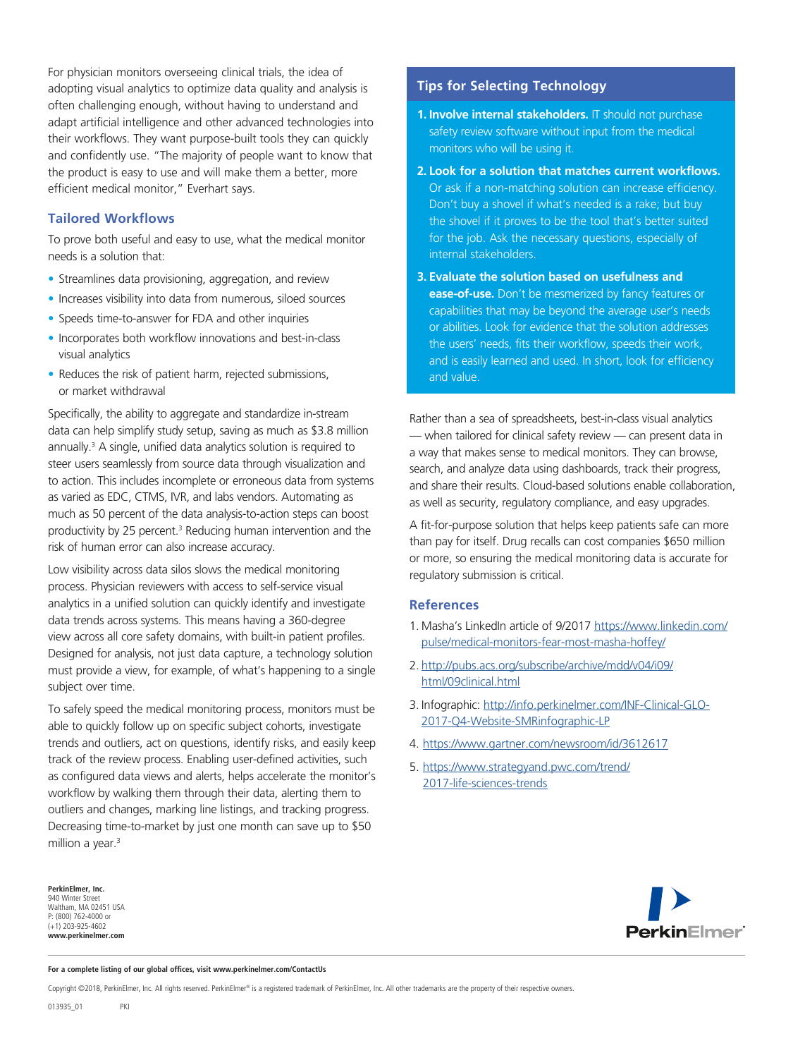For physician monitors overseeing clinical trials, the idea of adopting visual analytics to optimize data quality and analysis is often challenging enough, without having to understand and adapt artificial intelligence and other advanced technologies into their workflows. They want purpose-built tools they can quickly and confidently use. "The majority of people want to know that the product is easy to use and will make them a better, more efficient medical monitor," Everhart says.

## Tailored Workflows

To prove both useful and easy to use, what the medical monitor needs is a solution that:

- Streamlines data provisioning, aggregation, and review
- Increases visibility into data from numerous, siloed sources
- Speeds time-to-answer for FDA and other inquiries
- Incorporates both workflow innovations and best-in-class visual analytics
- Reduces the risk of patient harm, rejected submissions, or market withdrawal

Specifically, the ability to aggregate and standardize in-stream data can help simplify study setup, saving as much as $3.8 million annually.[3] A single, unified data analytics solution is required to steer users seamlessly from source data through visualization and to action. This includes incomplete or erroneous data from systems as varied as EDC, CTMS, IVR, and labs vendors. Automating as much as 50 percent of the data analysis-to-action steps can boost productivity by 25 percent.[3] Reducing human intervention and the risk of human error can also increase accuracy.

Low visibility across data silos slows the medical monitoring process. Physician reviewers with access to self-service visual analytics in a unified solution can quickly identify and investigate data trends across systems. This means having a 360-degree view across all core safety domains, with built-in patient profiles. Designed for analysis, not just data capture, a technology solution must provide a view, for example, of what's happening to a single subject over time.

To safely speed the medical monitoring process, monitors must be able to quickly follow up on specific subject cohorts, investigate trends and outliers, act on questions, identify risks, and easily keep track of the review process. Enabling user-defined activities, such as configured data views and alerts, helps accelerate the monitor's workflow by walking them through their data, alerting them to outliers and changes, marking line listings, and tracking progress. Decreasing time-to-market by just one month can save up to $50 million a year.[3]

## Tips for Selecting Technology

1. **Involve internal stakeholders.** IT should not purchase safety review software without input from the medical monitors who will be using it.
2. **Look for a solution that matches current workflows.** Or ask if a non-matching solution can increase efficiency. Don't buy a shovel if what's needed is a rake; but buy the shovel if it proves to be the tool that's better suited for the job. Ask the necessary questions, especially of internal stakeholders.
3. **Evaluate the solution based on usefulness and ease-of-use.** Don't be mesmerized by fancy features or capabilities that may be beyond the average user's needs or abilities. Look for evidence that the solution addresses the users' needs, fits their workflow, speeds their work, and is easily learned and used. In short, look for efficiency and value.

Rather than a sea of spreadsheets, best-in-class visual analytics — when tailored for clinical safety review — can present data in a way that makes sense to medical monitors. They can browse, search, and analyze data using dashboards, track their progress, and share their results. Cloud-based solutions enable collaboration, as well as security, regulatory compliance, and easy upgrades.

A fit-for-purpose solution that helps keep patients safe can more than pay for itself. Drug recalls can cost companies $650 million or more, so ensuring the medical monitoring data is accurate for regulatory submission is critical.

## References

1. Masha's LinkedIn article of 9/2017 https://www.linkedin.com/pulse/medical-monitors-fear-most-masha-hoffey/
2. http://pubs.acs.org/subscribe/archive/mdd/v04/i09/html/09clinical.html
3. Infographic: http://info.perkinelmer.com/INF-Clinical-GLO-2017-Q4-Website-SMRinfographic-LP
4. https://www.gartner.com/newsroom/id/3612617
5. https://www.strategyand.pwc.com/trend/2017-life-sciences-trends

**PerkinElmer, Inc.**
940 Winter Street
Waltham, MA 02451 USA
P: (800) 762-4000 or
(+1) 203-925-4602
**www.perkinelmer.com**

PerkinElmer®

**For a complete listing of our global offices, visit www.perkinelmer.com/ContactUs**

Copyright ©2018, PerkinElmer, Inc. All rights reserved. PerkinElmer® is a registered trademark of PerkinElmer, Inc. All other trademarks are the property of their respective owners.

013935_01 PKI